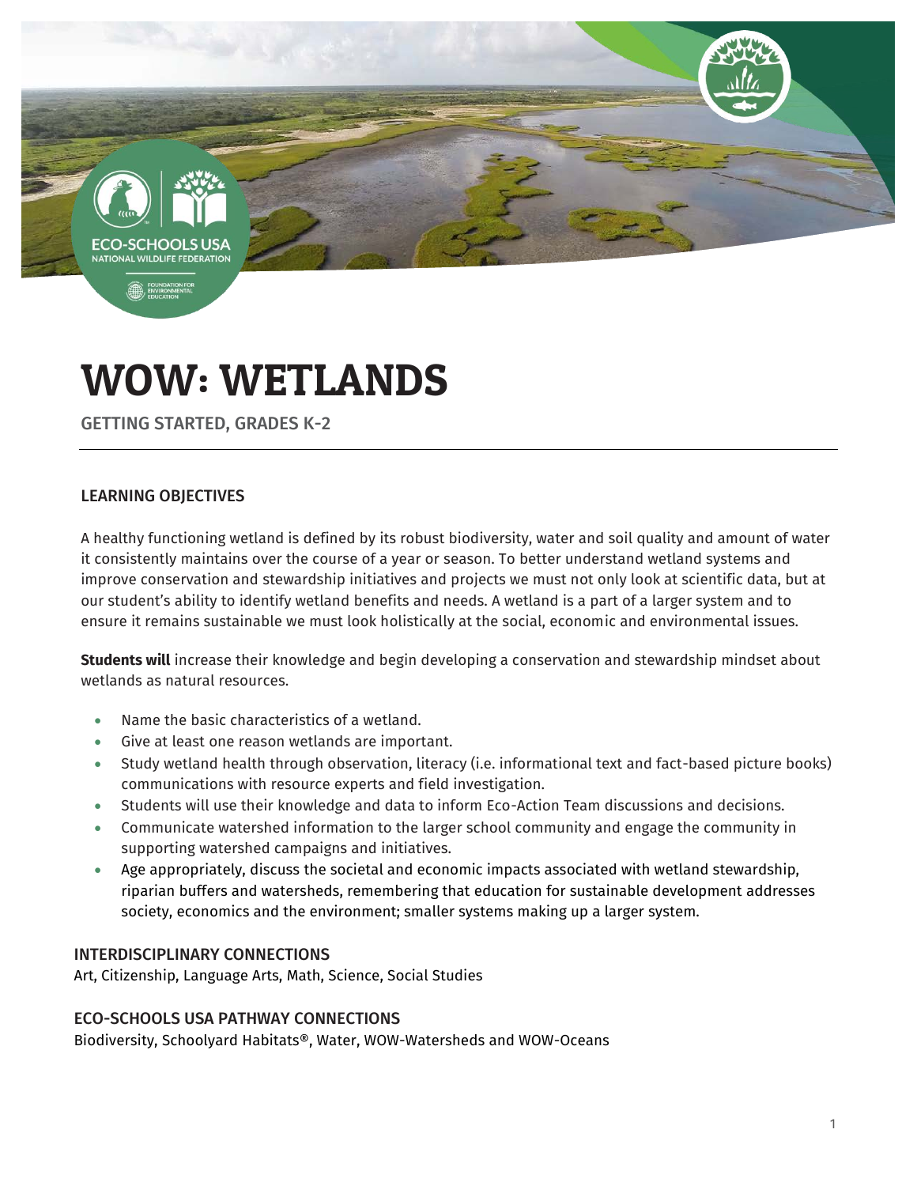# WOW: WETLANDS

GETTING STARTED, GRADES K-2

## LEARNING OBJECTIVES

A healthy functioning wetland is defined by its robust biodiversity, water and soil quality and amount of water it consistently maintains over the course of a year or season. To better understand wetland systems and improve conservation and stewardship initiatives and projects we must not only look at scientific data, but at our student's ability to identify wetland benefits and needs. A wetland is a part of a larger system and to ensure it remains sustainable we must look holistically at the social, economic and environmental issues.

**Students will** increase their knowledge and begin developing a conservation and stewardship mindset about wetlands as natural resources.

- Name the basic characteristics of a wetland.
- Give at least one reason wetlands are important.
- Study wetland health through observation, literacy (i.e. informational text and fact-based picture books) communications with resource experts and field investigation.
- Students will use their knowledge and data to inform Eco-Action Team discussions and decisions.
- Communicate watershed information to the larger school community and engage the community in supporting watershed campaigns and initiatives.
- Age appropriately, discuss the societal and economic impacts associated with wetland stewardship, riparian buffers and watersheds, remembering that education for sustainable development addresses society, economics and the environment; smaller systems making up a larger system.

## INTERDISCIPLINARY CONNECTIONS

Art, Citizenship, Language Arts, Math, Science, Social Studies

## ECO-SCHOOLS USA PATHWAY CONNECTIONS

Biodiversity, Schoolyard Habitats®, Water, WOW-Watersheds and WOW-Oceans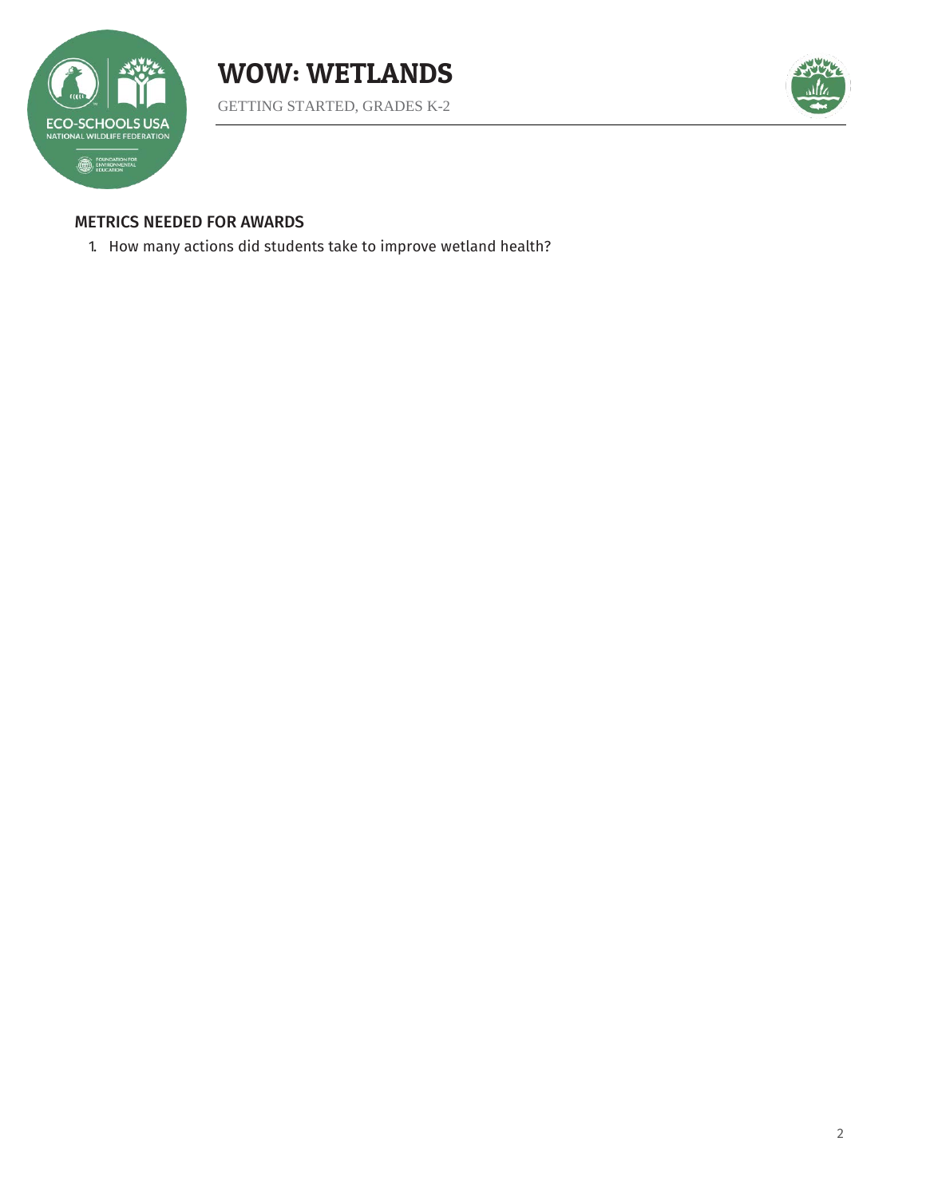## METRICS NEEDED FOR AWARDS

1. How many actions did students take to improve wetland health?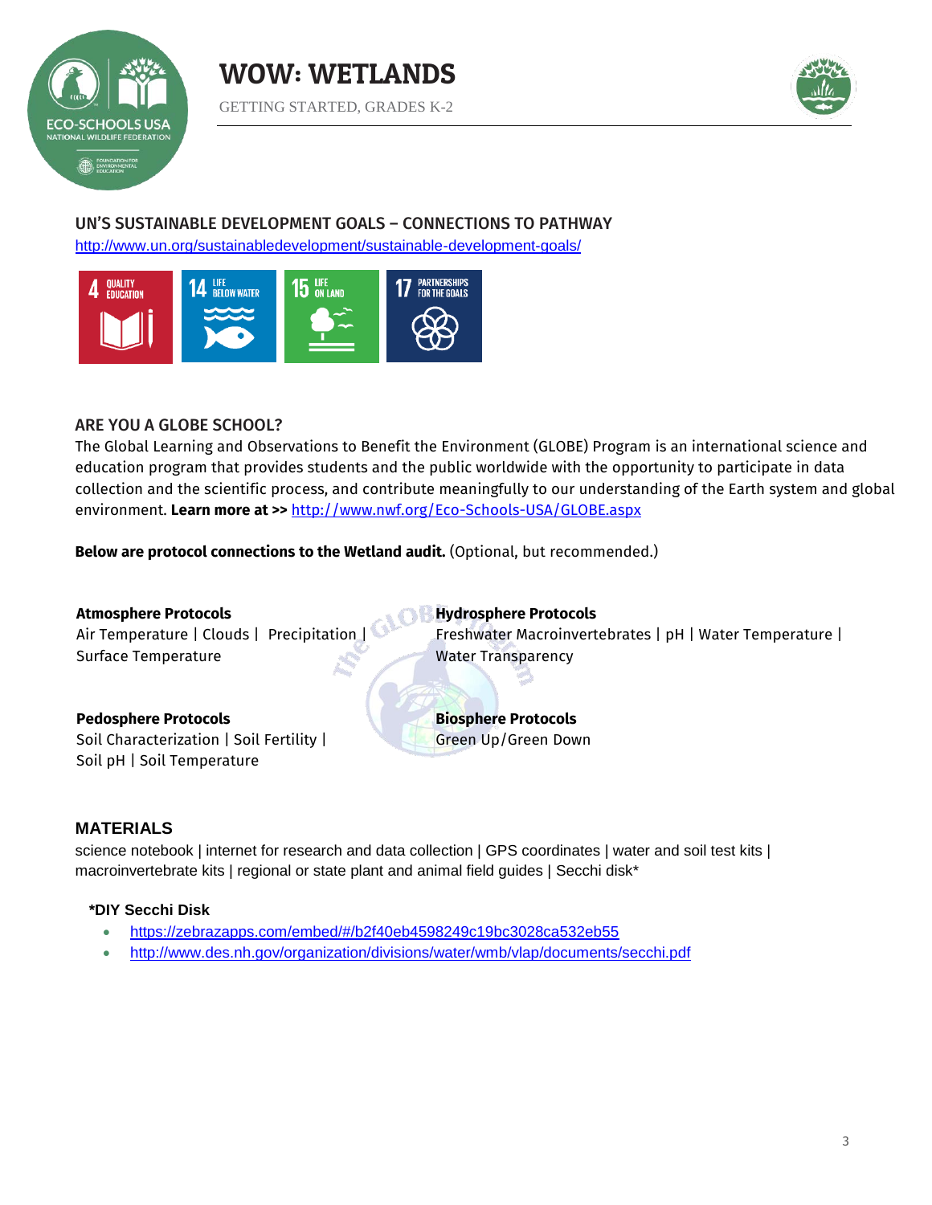# WOW: WETLANDS

GETTING STARTED, GRADES K-2

## UN'S SUSTAINABLE DEVELOPMENT GOALS – CONNECTIONS TO PATHWAY

http://www.un.org/sustainabledevelopment/sustainable-development-goals/

4 QUALITY EDUCATION | 14 LIFE BELOW WATER | 15 LIFE ON LAND | 17 PARTNERSHIPS FOR THE GOALS

## ARE YOU A GLOBE SCHOOL?

The Global Learning and Observations to Benefit the Environment (GLOBE) Program is an international science and education program that provides students and the public worldwide with the opportunity to participate in data collection and the scientific process, and contribute meaningfully to our understanding of the Earth system and global environment. **Learn more at >>** http://www.nwf.org/Eco-Schools-USA/GLOBE.aspx

**Below are protocol connections to the Wetland audit.** (Optional, but recommended.)

**Atmosphere Protocols**
Air Temperature | Clouds | Precipitation | Surface Temperature

**Hydrosphere Protocols**
Freshwater Macroinvertebrates | pH | Water Temperature | Water Transparency

**Pedosphere Protocols**
Soil Characterization | Soil Fertility | Soil pH | Soil Temperature

**Biosphere Protocols**
Green Up/Green Down

## MATERIALS

science notebook | internet for research and data collection | GPS coordinates | water and soil test kits | macroinvertebrate kits | regional or state plant and animal field guides | Secchi disk*

**\*DIY Secchi Disk**

- https://zebrazapps.com/embed/#/b2f40eb4598249c19bc3028ca532eb55
- http://www.des.nh.gov/organization/divisions/water/wmb/vlap/documents/secchi.pdf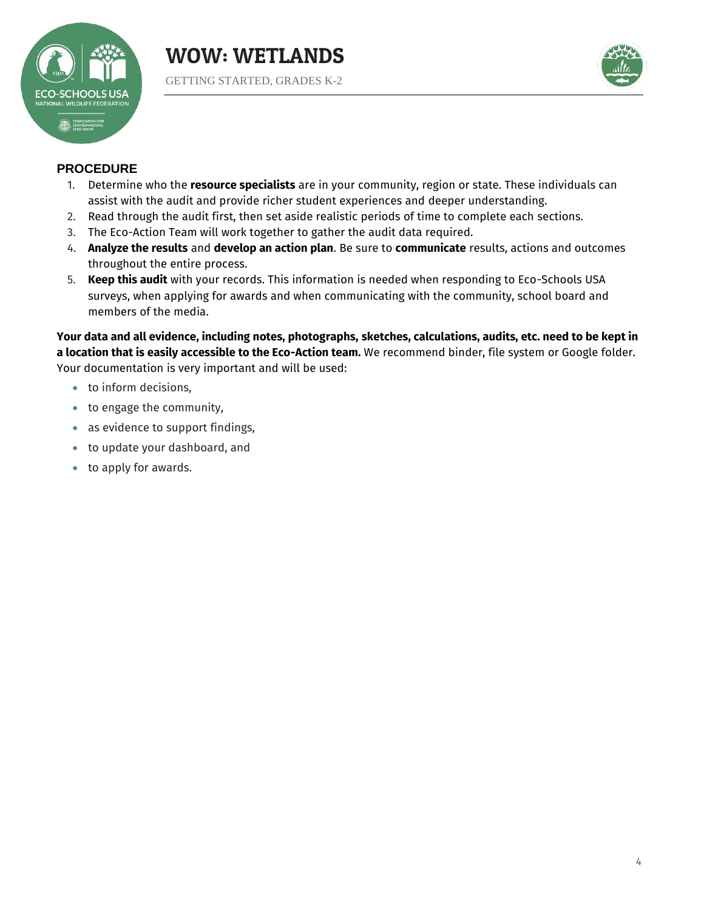## PROCEDURE

1. Determine who the **resource specialists** are in your community, region or state. These individuals can assist with the audit and provide richer student experiences and deeper understanding.
2. Read through the audit first, then set aside realistic periods of time to complete each sections.
3. The Eco-Action Team will work together to gather the audit data required.
4. **Analyze the results** and **develop an action plan**. Be sure to **communicate** results, actions and outcomes throughout the entire process.
5. **Keep this audit** with your records. This information is needed when responding to Eco-Schools USA surveys, when applying for awards and when communicating with the community, school board and members of the media.

**Your data and all evidence, including notes, photographs, sketches, calculations, audits, etc. need to be kept in a location that is easily accessible to the Eco-Action team.** We recommend binder, file system or Google folder. Your documentation is very important and will be used:

- to inform decisions,
- to engage the community,
- as evidence to support findings,
- to update your dashboard, and
- to apply for awards.